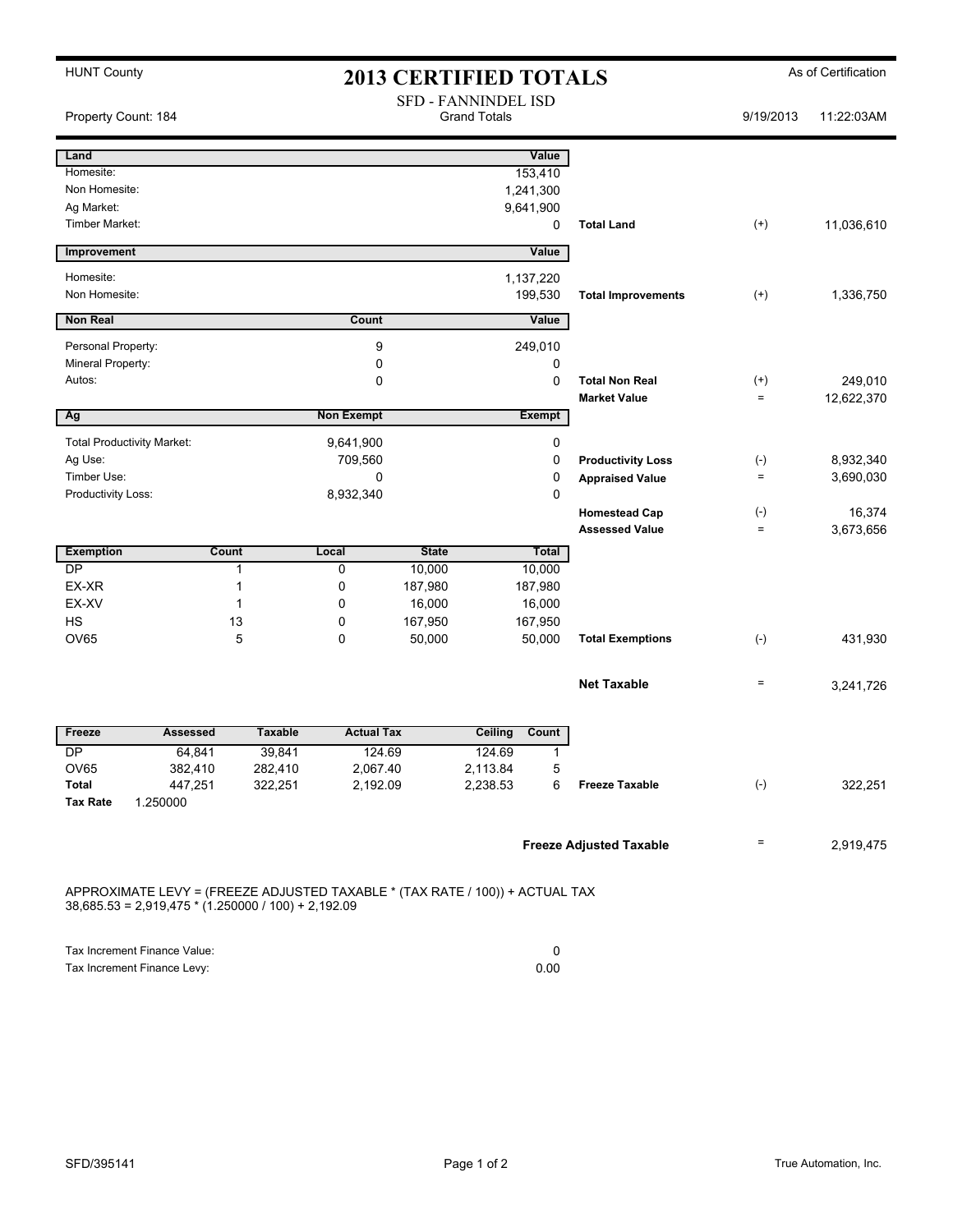HUNT County

# 2013 CERTIFIED TOTALS

As of Certification

SFD - FANNINDEL ISD
Grand Totals

Property Count: 184 | 9/19/2013 11:22:03AM

| Land | Value | | | |
|---|---|---|---|---|
| Homesite: | 153,410 | | | |
| Non Homesite: | 1,241,300 | | | |
| Ag Market: | 9,641,900 | | | |
| Timber Market: | 0 | **Total Land** | (+) | 11,036,610 |

| Improvement | Value | | | |
|---|---|---|---|---|
| Homesite: | 1,137,220 | | | |
| Non Homesite: | 199,530 | **Total Improvements** | (+) | 1,336,750 |

| Non Real | Count | Value | | | |
|---|---|---|---|---|---|
| Personal Property: | 9 | 249,010 | | | |
| Mineral Property: | 0 | 0 | | | |
| Autos: | 0 | 0 | **Total Non Real** | (+) | 249,010 |
| | | | **Market Value** | = | 12,622,370 |

| Ag | Non Exempt | Exempt | | | |
|---|---|---|---|---|---|
| Total Productivity Market: | 9,641,900 | 0 | | | |
| Ag Use: | 709,560 | 0 | **Productivity Loss** | (-) | 8,932,340 |
| Timber Use: | 0 | 0 | **Appraised Value** | = | 3,690,030 |
| Productivity Loss: | 8,932,340 | 0 | | | |
| | | | **Homestead Cap** | (-) | 16,374 |
| | | | **Assessed Value** | = | 3,673,656 |

| Exemption | Count | Local | State | Total | | | |
|---|---|---|---|---|---|---|---|
| DP | 1 | 0 | 10,000 | 10,000 | | | |
| EX-XR | 1 | 0 | 187,980 | 187,980 | | | |
| EX-XV | 1 | 0 | 16,000 | 16,000 | | | |
| HS | 13 | 0 | 167,950 | 167,950 | | | |
| OV65 | 5 | 0 | 50,000 | 50,000 | **Total Exemptions** | (-) | 431,930 |
| | | | | | **Net Taxable** | = | 3,241,726 |

| Freeze | Assessed | Taxable | Actual Tax | Ceiling | Count | | | |
|---|---|---|---|---|---|---|---|---|
| DP | 64,841 | 39,841 | 124.69 | 124.69 | 1 | | | |
| OV65 | 382,410 | 282,410 | 2,067.40 | 2,113.84 | 5 | | | |
| **Total** | 447,251 | 322,251 | 2,192.09 | 2,238.53 | 6 | **Freeze Taxable** | (-) | 322,251 |
| **Tax Rate** | 1.250000 | | | | | | | |

**Freeze Adjusted Taxable** = 2,919,475

APPROXIMATE LEVY = (FREEZE ADJUSTED TAXABLE * (TAX RATE / 100)) + ACTUAL TAX
38,685.53 = 2,919,475 * (1.250000 / 100) + 2,192.09

| | |
|---|---|
| Tax Increment Finance Value: | 0 |
| Tax Increment Finance Levy: | 0.00 |

SFD/395141 | True Automation, Inc.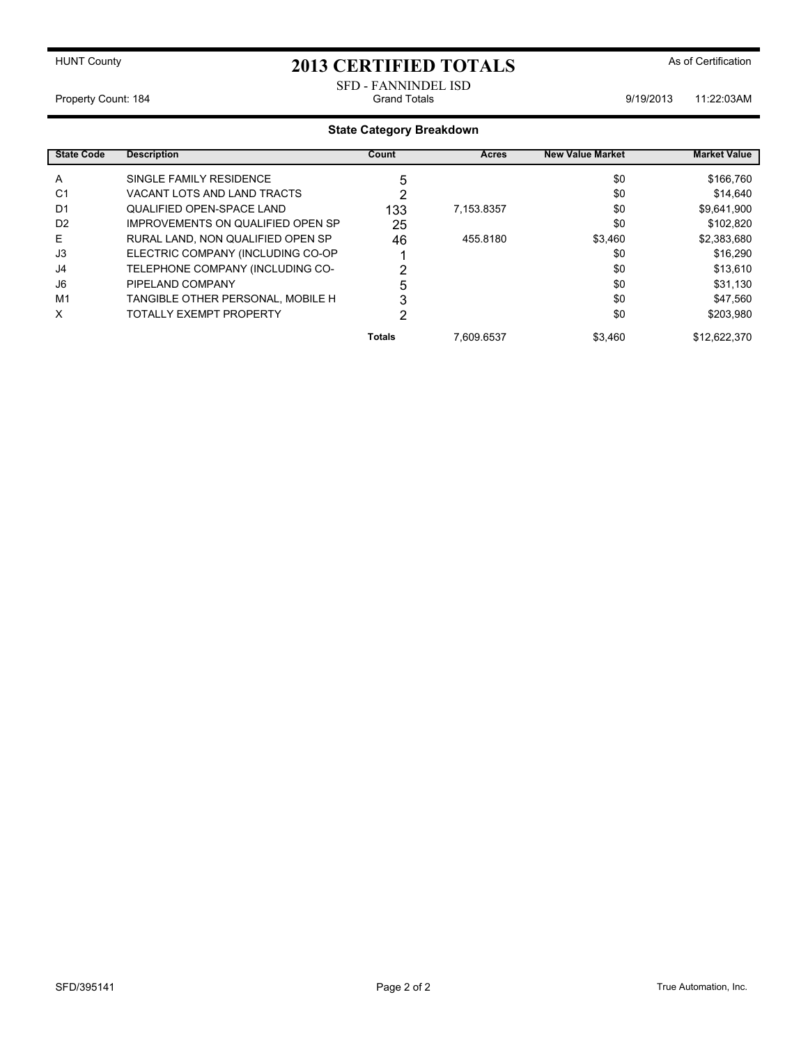HUNT County

# 2013 CERTIFIED TOTALS

As of Certification

SFD - FANNINDEL ISD

Property Count: 184 — Grand Totals — 9/19/2013 11:22:03AM

## State Category Breakdown

| State Code | Description | Count | Acres | New Value Market | Market Value |
|---|---|---|---|---|---|
| A | SINGLE FAMILY RESIDENCE | 5 | | $0 | $166,760 |
| C1 | VACANT LOTS AND LAND TRACTS | 2 | | $0 | $14,640 |
| D1 | QUALIFIED OPEN-SPACE LAND | 133 | 7,153.8357 | $0 | $9,641,900 |
| D2 | IMPROVEMENTS ON QUALIFIED OPEN SP | 25 | | $0 | $102,820 |
| E | RURAL LAND, NON QUALIFIED OPEN SP | 46 | 455.8180 | $3,460 | $2,383,680 |
| J3 | ELECTRIC COMPANY (INCLUDING CO-OP | 1 | | $0 | $16,290 |
| J4 | TELEPHONE COMPANY (INCLUDING CO- | 2 | | $0 | $13,610 |
| J6 | PIPELAND COMPANY | 5 | | $0 | $31,130 |
| M1 | TANGIBLE OTHER PERSONAL, MOBILE H | 3 | | $0 | $47,560 |
| X | TOTALLY EXEMPT PROPERTY | 2 | | $0 | $203,980 |
| | | **Totals** | 7,609.6537 | $3,460 | $12,622,370 |

SFD/395141

True Automation, Inc.